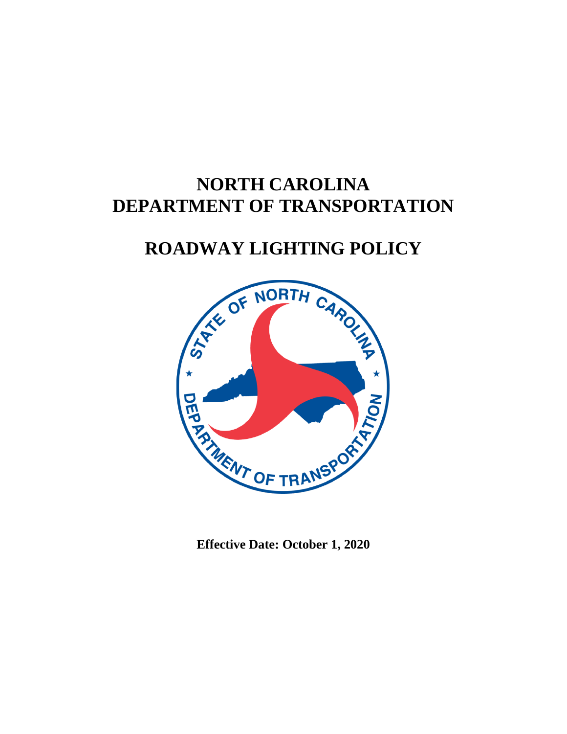# NORTH CAROLINA DEPARTMENT OF TRANSPORTATION

# ROADWAY LIGHTING POLICY

**Effective Date: October 1, 2020**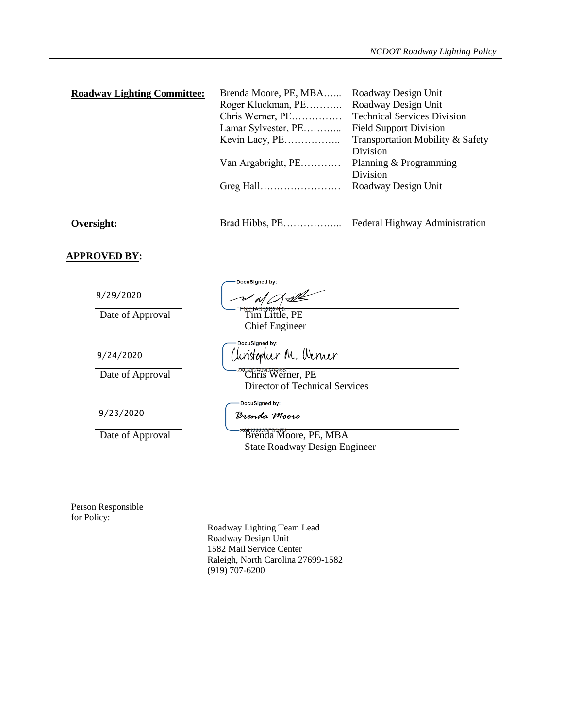**Roadway Lighting Committee:**

| | |
|---|---|
| Brenda Moore, PE, MBA…... | Roadway Design Unit |
| Roger Kluckman, PE……….. | Roadway Design Unit |
| Chris Werner, PE…………… | Technical Services Division |
| Lamar Sylvester, PE………... | Field Support Division |
| Kevin Lacy, PE…………….. | Transportation Mobility & Safety Division |
| Van Argabright, PE………… | Planning & Programming Division |
| Greg Hall…………………… | Roadway Design Unit |

**Oversight:** Brad Hibbs, PE……………... Federal Highway Administration

**APPROVED BY:**

9/29/2020
Date of Approval

DocuSigned by:
FF1671ADD2D24F8
Tim Little, PE
Chief Engineer

9/24/2020
Date of Approval

DocuSigned by:
Christopher M. Werner
2AC962A09DAA465
Chris Werner, PE
Director of Technical Services

9/23/2020
Date of Approval

DocuSigned by:
Brenda Moore
A6412923BFD0472
Brenda Moore, PE, MBA
State Roadway Design Engineer

Person Responsible for Policy:

Roadway Lighting Team Lead
Roadway Design Unit
1582 Mail Service Center
Raleigh, North Carolina 27699-1582
(919) 707-6200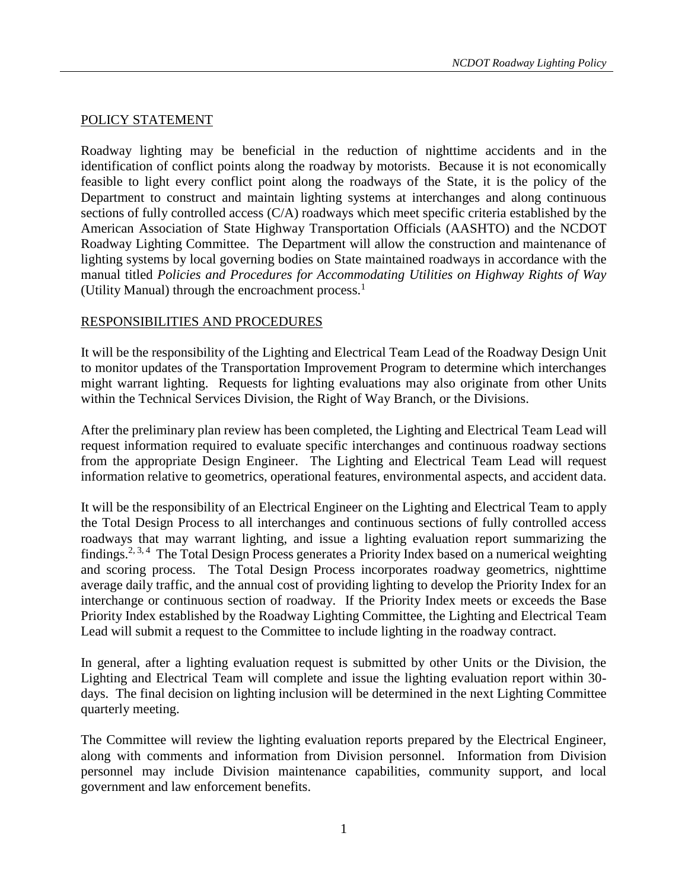## POLICY STATEMENT

Roadway lighting may be beneficial in the reduction of nighttime accidents and in the identification of conflict points along the roadway by motorists. Because it is not economically feasible to light every conflict point along the roadways of the State, it is the policy of the Department to construct and maintain lighting systems at interchanges and along continuous sections of fully controlled access (C/A) roadways which meet specific criteria established by the American Association of State Highway Transportation Officials (AASHTO) and the NCDOT Roadway Lighting Committee. The Department will allow the construction and maintenance of lighting systems by local governing bodies on State maintained roadways in accordance with the manual titled *Policies and Procedures for Accommodating Utilities on Highway Rights of Way* (Utility Manual) through the encroachment process.[1]

## RESPONSIBILITIES AND PROCEDURES

It will be the responsibility of the Lighting and Electrical Team Lead of the Roadway Design Unit to monitor updates of the Transportation Improvement Program to determine which interchanges might warrant lighting. Requests for lighting evaluations may also originate from other Units within the Technical Services Division, the Right of Way Branch, or the Divisions.

After the preliminary plan review has been completed, the Lighting and Electrical Team Lead will request information required to evaluate specific interchanges and continuous roadway sections from the appropriate Design Engineer. The Lighting and Electrical Team Lead will request information relative to geometrics, operational features, environmental aspects, and accident data.

It will be the responsibility of an Electrical Engineer on the Lighting and Electrical Team to apply the Total Design Process to all interchanges and continuous sections of fully controlled access roadways that may warrant lighting, and issue a lighting evaluation report summarizing the findings.[2, 3, 4] The Total Design Process generates a Priority Index based on a numerical weighting and scoring process. The Total Design Process incorporates roadway geometrics, nighttime average daily traffic, and the annual cost of providing lighting to develop the Priority Index for an interchange or continuous section of roadway. If the Priority Index meets or exceeds the Base Priority Index established by the Roadway Lighting Committee, the Lighting and Electrical Team Lead will submit a request to the Committee to include lighting in the roadway contract.

In general, after a lighting evaluation request is submitted by other Units or the Division, the Lighting and Electrical Team will complete and issue the lighting evaluation report within 30-days. The final decision on lighting inclusion will be determined in the next Lighting Committee quarterly meeting.

The Committee will review the lighting evaluation reports prepared by the Electrical Engineer, along with comments and information from Division personnel. Information from Division personnel may include Division maintenance capabilities, community support, and local government and law enforcement benefits.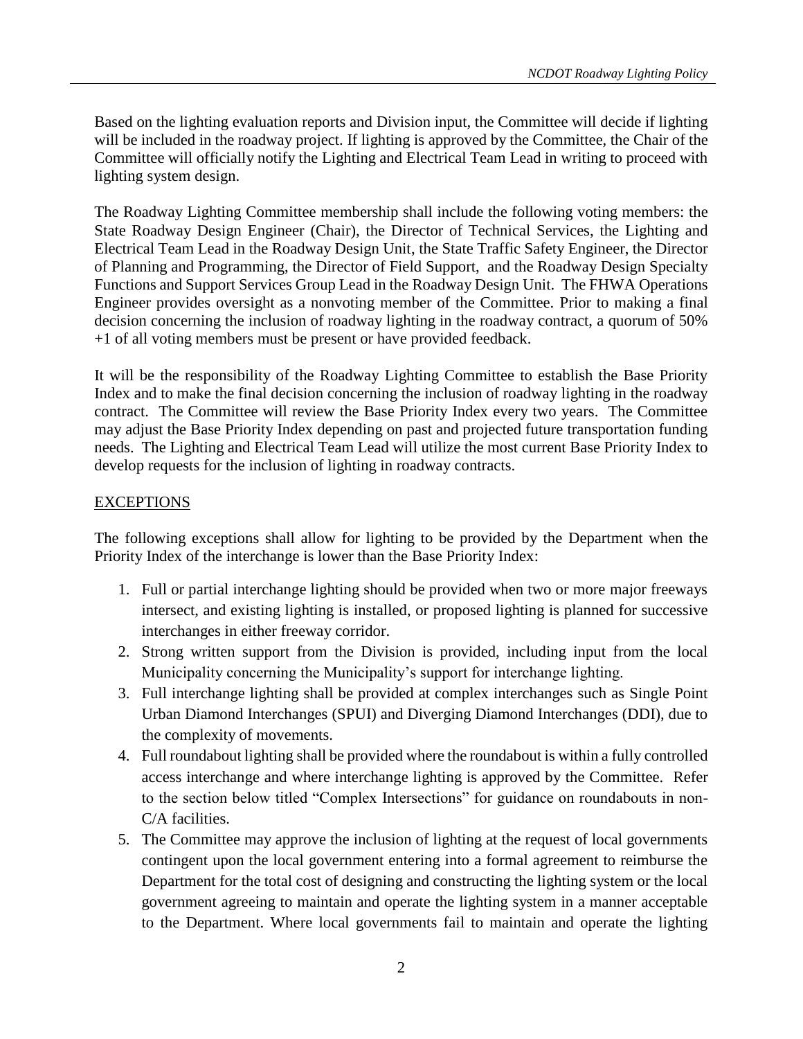Based on the lighting evaluation reports and Division input, the Committee will decide if lighting will be included in the roadway project. If lighting is approved by the Committee, the Chair of the Committee will officially notify the Lighting and Electrical Team Lead in writing to proceed with lighting system design.

The Roadway Lighting Committee membership shall include the following voting members: the State Roadway Design Engineer (Chair), the Director of Technical Services, the Lighting and Electrical Team Lead in the Roadway Design Unit, the State Traffic Safety Engineer, the Director of Planning and Programming, the Director of Field Support, and the Roadway Design Specialty Functions and Support Services Group Lead in the Roadway Design Unit. The FHWA Operations Engineer provides oversight as a nonvoting member of the Committee. Prior to making a final decision concerning the inclusion of roadway lighting in the roadway contract, a quorum of 50% +1 of all voting members must be present or have provided feedback.

It will be the responsibility of the Roadway Lighting Committee to establish the Base Priority Index and to make the final decision concerning the inclusion of roadway lighting in the roadway contract. The Committee will review the Base Priority Index every two years. The Committee may adjust the Base Priority Index depending on past and projected future transportation funding needs. The Lighting and Electrical Team Lead will utilize the most current Base Priority Index to develop requests for the inclusion of lighting in roadway contracts.

## EXCEPTIONS

The following exceptions shall allow for lighting to be provided by the Department when the Priority Index of the interchange is lower than the Base Priority Index:

1. Full or partial interchange lighting should be provided when two or more major freeways intersect, and existing lighting is installed, or proposed lighting is planned for successive interchanges in either freeway corridor.
2. Strong written support from the Division is provided, including input from the local Municipality concerning the Municipality's support for interchange lighting.
3. Full interchange lighting shall be provided at complex interchanges such as Single Point Urban Diamond Interchanges (SPUI) and Diverging Diamond Interchanges (DDI), due to the complexity of movements.
4. Full roundabout lighting shall be provided where the roundabout is within a fully controlled access interchange and where interchange lighting is approved by the Committee. Refer to the section below titled "Complex Intersections" for guidance on roundabouts in non-C/A facilities.
5. The Committee may approve the inclusion of lighting at the request of local governments contingent upon the local government entering into a formal agreement to reimburse the Department for the total cost of designing and constructing the lighting system or the local government agreeing to maintain and operate the lighting system in a manner acceptable to the Department. Where local governments fail to maintain and operate the lighting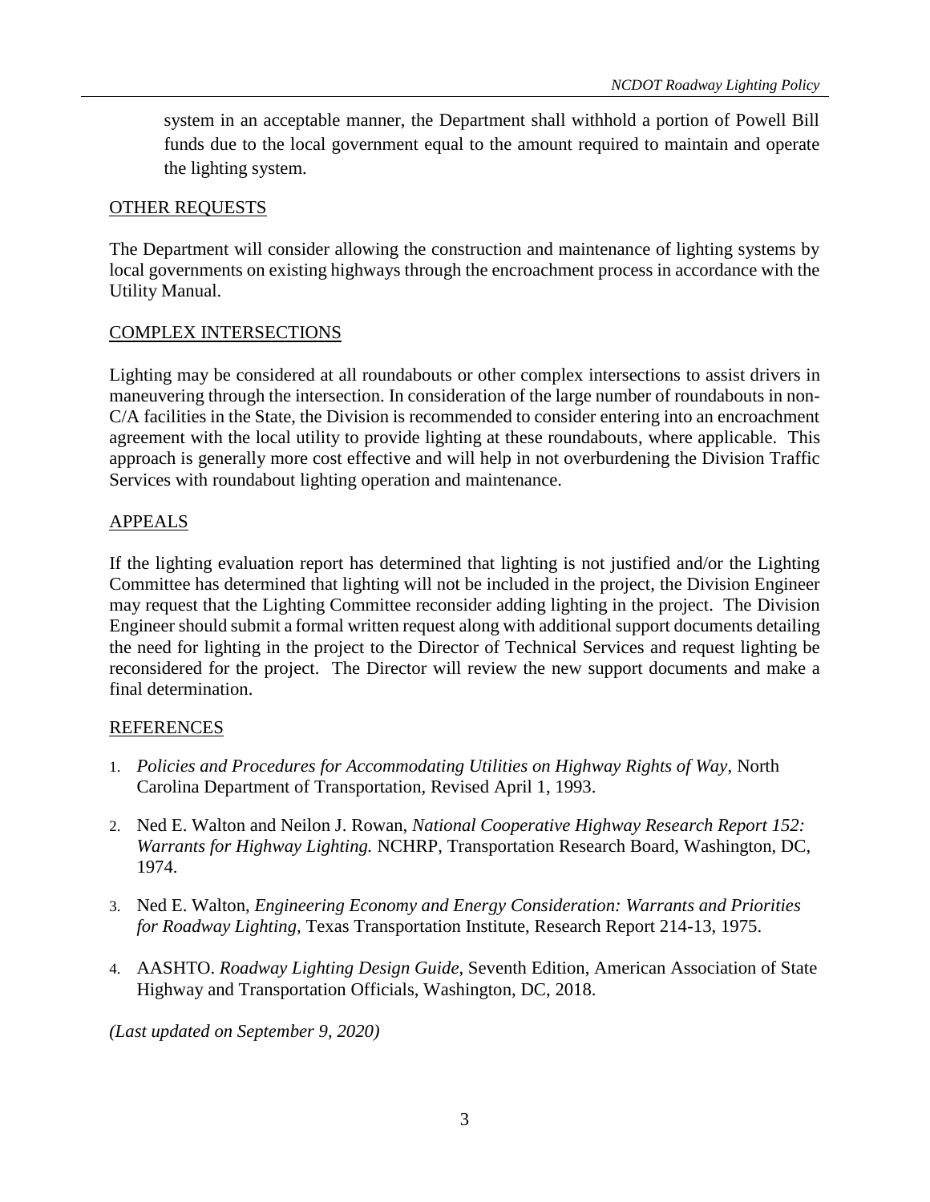system in an acceptable manner, the Department shall withhold a portion of Powell Bill funds due to the local government equal to the amount required to maintain and operate the lighting system.

## OTHER REQUESTS

The Department will consider allowing the construction and maintenance of lighting systems by local governments on existing highways through the encroachment process in accordance with the Utility Manual.

## COMPLEX INTERSECTIONS

Lighting may be considered at all roundabouts or other complex intersections to assist drivers in maneuvering through the intersection. In consideration of the large number of roundabouts in non-C/A facilities in the State, the Division is recommended to consider entering into an encroachment agreement with the local utility to provide lighting at these roundabouts, where applicable. This approach is generally more cost effective and will help in not overburdening the Division Traffic Services with roundabout lighting operation and maintenance.

## APPEALS

If the lighting evaluation report has determined that lighting is not justified and/or the Lighting Committee has determined that lighting will not be included in the project, the Division Engineer may request that the Lighting Committee reconsider adding lighting in the project. The Division Engineer should submit a formal written request along with additional support documents detailing the need for lighting in the project to the Director of Technical Services and request lighting be reconsidered for the project. The Director will review the new support documents and make a final determination.

## REFERENCES

1. *Policies and Procedures for Accommodating Utilities on Highway Rights of Way*, North Carolina Department of Transportation, Revised April 1, 1993.
2. Ned E. Walton and Neilon J. Rowan, *National Cooperative Highway Research Report 152: Warrants for Highway Lighting.* NCHRP, Transportation Research Board, Washington, DC, 1974.
3. Ned E. Walton, *Engineering Economy and Energy Consideration: Warrants and Priorities for Roadway Lighting,* Texas Transportation Institute, Research Report 214-13, 1975.
4. AASHTO. *Roadway Lighting Design Guide*, Seventh Edition, American Association of State Highway and Transportation Officials, Washington, DC, 2018.

*(Last updated on September 9, 2020)*